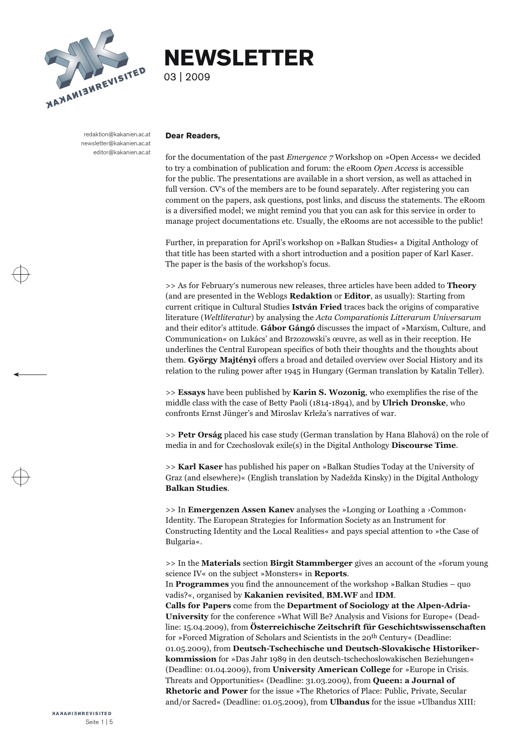# NEWSLETTER

03 | 2009

redaktion@kakanien.ac.at
newsletter@kakanien.ac.at
editor@kakanien.ac.at

**Dear Readers,**

for the documentation of the past *Emergence 7* Workshop on »Open Access« we decided to try a combination of publication and forum: the eRoom *Open Access* is accessible for the public. The presentations are available in a short version, as well as attached in full version. CV's of the members are to be found separately. After registering you can comment on the papers, ask questions, post links, and discuss the statements. The eRoom is a diversified model; we might remind you that you can ask for this service in order to manage project documentations etc. Usually, the eRooms are not accessible to the public!

Further, in preparation for April's workshop on »Balkan Studies« a Digital Anthology of that title has been started with a short introduction and a position paper of Karl Kaser. The paper is the basis of the workshop's focus.

>> As for February's numerous new releases, three articles have been added to **Theory** (and are presented in the Weblogs **Redaktion** or **Editor**, as usually): Starting from current critique in Cultural Studies **István Fried** traces back the origins of comparative literature (*Weltliteratur*) by analysing the *Acta Comparationis Litterarum Universarum* and their editor's attitude. **Gábor Gángó** discusses the impact of »Marxism, Culture, and Communication« on Lukács' and Brzozowski's œuvre, as well as in their reception. He underlines the Central European specifics of both their thoughts and the thoughts about them. **György Majtényi** offers a broad and detailed overview over Social History and its relation to the ruling power after 1945 in Hungary (German translation by Katalin Teller).

>> **Essays** have been published by **Karin S. Wozonig**, who exemplifies the rise of the middle class with the case of Betty Paoli (1814-1894), and by **Ulrich Dronske**, who confronts Ernst Jünger's and Miroslav Krleža's narratives of war.

>> **Petr Orság** placed his case study (German translation by Hana Blahová) on the role of media in and for Czechoslovak exile(s) in the Digital Anthology **Discourse Time**.

>> **Karl Kaser** has published his paper on »Balkan Studies Today at the University of Graz (and elsewhere)« (English translation by Nadežda Kinsky) in the Digital Anthology **Balkan Studies**.

>> In **Emergenzen Assen Kanev** analyses the »Longing or Loathing a ›Common‹ Identity. The European Strategies for Information Society as an Instrument for Constructing Identity and the Local Realities« and pays special attention to »the Case of Bulgaria«.

>> In the **Materials** section **Birgit Stammberger** gives an account of the »forum young science IV« on the subject »Monsters« in **Reports**.
In **Programmes** you find the announcement of the workshop »Balkan Studies – quo vadis?«, organised by **Kakanien revisited**, **BM.WF** and **IDM**.
**Calls for Papers** come from the **Department of Sociology at the Alpen-Adria-University** for the conference »What Will Be? Analysis and Visions for Europe« (Deadline: 15.04.2009), from **Österreichische Zeitschrift für Geschichtswissenschaften** for »Forced Migration of Scholars and Scientists in the 20th Century« (Deadline: 01.05.2009), from **Deutsch-Tschechische und Deutsch-Slovakische Historiker­kommission** for »Das Jahr 1989 in den deutsch-tschechoslowakischen Beziehungen« (Deadline: 01.04.2009), from **University American College** for »Europe in Crisis. Threats and Opportunities« (Deadline: 31.03.2009), from **Queen: a Journal of Rhetoric and Power** for the issue »The Rhetorics of Place: Public, Private, Secular and/or Sacred« (Deadline: 01.05.2009), from **Ulbandus** for the issue »Ulbandus XIII: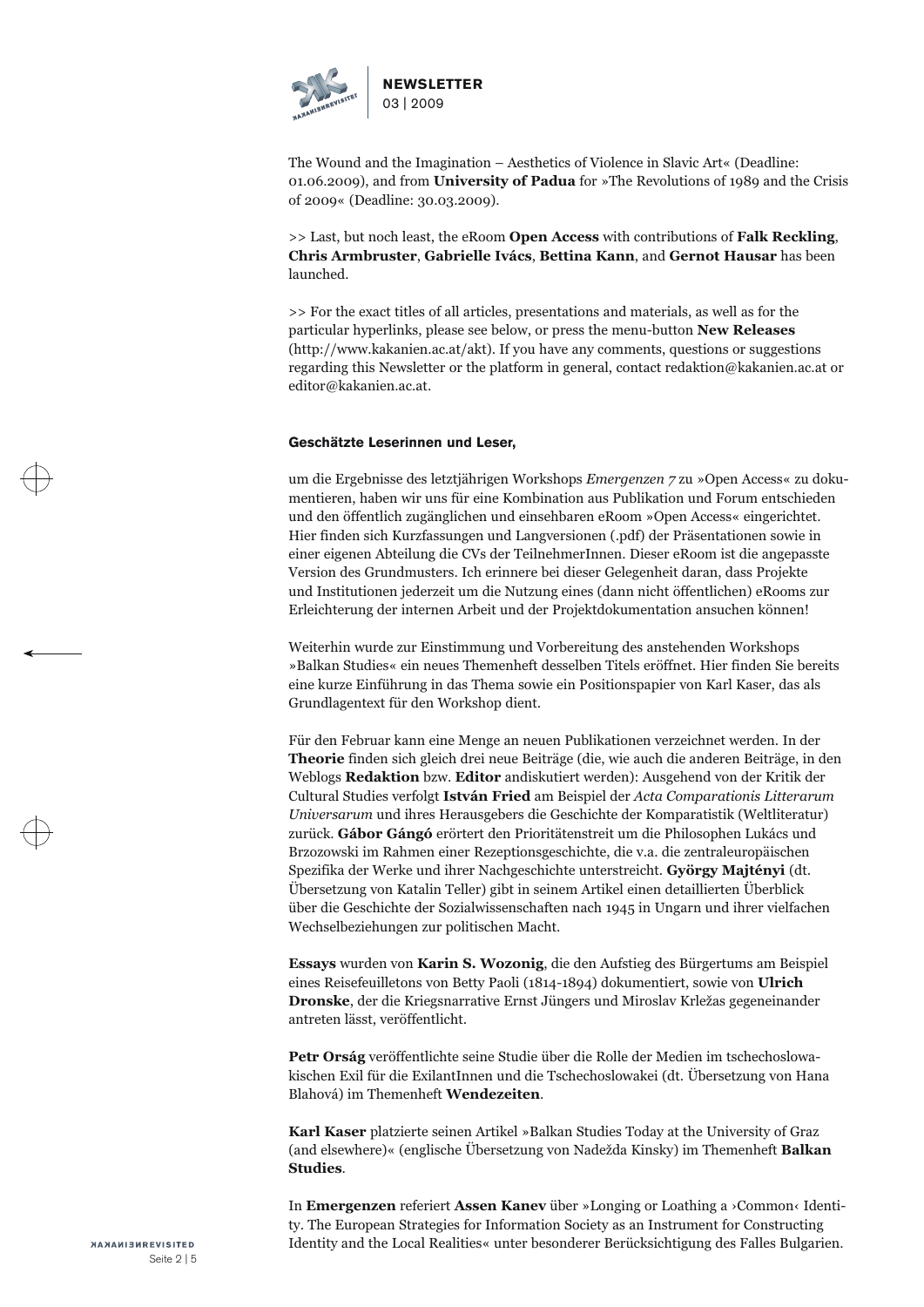The Wound and the Imagination – Aesthetics of Violence in Slavic Art« (Deadline: 01.06.2009), and from **University of Padua** for »The Revolutions of 1989 and the Crisis of 2009« (Deadline: 30.03.2009).

>> Last, but noch least, the eRoom **Open Access** with contributions of **Falk Reckling**, **Chris Armbruster**, **Gabrielle Ivács**, **Bettina Kann**, and **Gernot Hausar** has been launched.

>> For the exact titles of all articles, presentations and materials, as well as for the particular hyperlinks, please see below, or press the menu-button **New Releases** (http://www.kakanien.ac.at/akt). If you have any comments, questions or suggestions regarding this Newsletter or the platform in general, contact redaktion@kakanien.ac.at or editor@kakanien.ac.at.

**Geschätzte Leserinnen und Leser,**

um die Ergebnisse des letztjährigen Workshops *Emergenzen 7* zu »Open Access« zu dokumentieren, haben wir uns für eine Kombination aus Publikation und Forum entschieden und den öffentlich zugänglichen und einsehbaren eRoom »Open Access« eingerichtet. Hier finden sich Kurzfassungen und Langversionen (.pdf) der Präsentationen sowie in einer eigenen Abteilung die CVs der TeilnehmerInnen. Dieser eRoom ist die angepasste Version des Grundmusters. Ich erinnere bei dieser Gelegenheit daran, dass Projekte und Institutionen jederzeit um die Nutzung eines (dann nicht öffentlichen) eRooms zur Erleichterung der internen Arbeit und der Projektdokumentation ansuchen können!

Weiterhin wurde zur Einstimmung und Vorbereitung des anstehenden Workshops »Balkan Studies« ein neues Themenheft desselben Titels eröffnet. Hier finden Sie bereits eine kurze Einführung in das Thema sowie ein Positionspapier von Karl Kaser, das als Grundlagentext für den Workshop dient.

Für den Februar kann eine Menge an neuen Publikationen verzeichnet werden. In der **Theorie** finden sich gleich drei neue Beiträge (die, wie auch die anderen Beiträge, in den Weblogs **Redaktion** bzw. **Editor** andiskutiert werden): Ausgehend von der Kritik der Cultural Studies verfolgt **István Fried** am Beispiel der *Acta Comparationis Litterarum Universarum* und ihres Herausgebers die Geschichte der Komparatistik (Weltliteratur) zurück. **Gábor Gángó** erörtert den Prioritätenstreit um die Philosophen Lukács und Brzozowski im Rahmen einer Rezeptionsgeschichte, die v.a. die zentraleuropäischen Spezifika der Werke und ihrer Nachgeschichte unterstreicht. **György Majtényi** (dt. Übersetzung von Katalin Teller) gibt in seinem Artikel einen detaillierten Überblick über die Geschichte der Sozialwissenschaften nach 1945 in Ungarn und ihrer vielfachen Wechselbeziehungen zur politischen Macht.

**Essays** wurden von **Karin S. Wozonig**, die den Aufstieg des Bürgertums am Beispiel eines Reisefeuilletons von Betty Paoli (1814-1894) dokumentiert, sowie von **Ulrich Dronske**, der die Kriegsnarrative Ernst Jüngers und Miroslav Krležas gegeneinander antreten lässt, veröffentlicht.

**Petr Orság** veröffentlichte seine Studie über die Rolle der Medien im tschechoslowakischen Exil für die ExilantInnen und die Tschechoslowakei (dt. Übersetzung von Hana Blahová) im Themenheft **Wendezeiten**.

**Karl Kaser** platzierte seinen Artikel »Balkan Studies Today at the University of Graz (and elsewhere)« (englische Übersetzung von Nadežda Kinsky) im Themenheft **Balkan Studies**.

In **Emergenzen** referiert **Assen Kanev** über »Longing or Loathing a ›Common‹ Identity. The European Strategies for Information Society as an Instrument for Constructing Identity and the Local Realities« unter besonderer Berücksichtigung des Falles Bulgarien.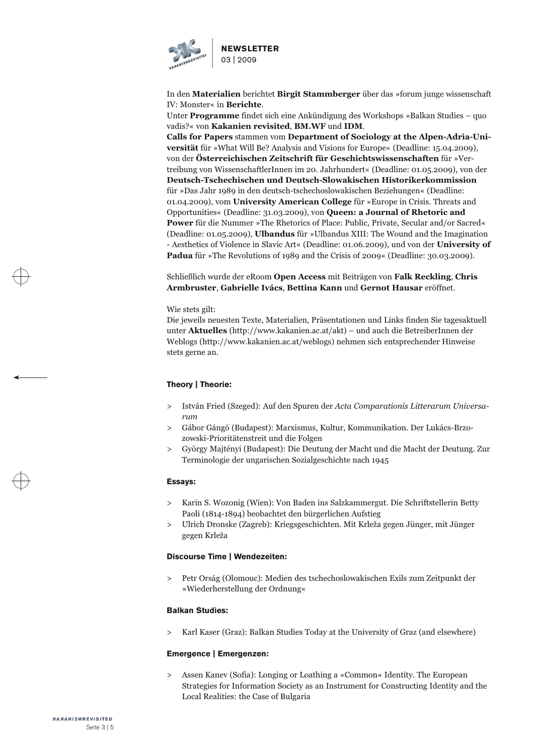In den **Materialien** berichtet **Birgit Stammberger** über das »forum junge wissenschaft IV: Monster« in **Berichte**.
Unter **Programme** findet sich eine Ankündigung des Workshops »Balkan Studies – quo vadis?« von **Kakanien revisited**, **BM.WF** und **IDM**.
**Calls for Papers** stammen vom **Department of Sociology at the Alpen-Adria-Universität** für »What Will Be? Analysis and Visions for Europe« (Deadline: 15.04.2009), von der **Österreichischen Zeitschrift für Geschichtswissenschaften** für »Vertreibung von WissenschaftlerInnen im 20. Jahrhundert« (Deadline: 01.05.2009), von der **Deutsch-Tschechischen und Deutsch-Slowakischen Historikerkommission** für »Das Jahr 1989 in den deutsch-tschechoslowakischen Beziehungen« (Deadline: 01.04.2009), vom **University American College** für »Europe in Crisis. Threats and Opportunities« (Deadline: 31.03.2009), von **Queen: a Journal of Rhetoric and Power** für die Nummer »The Rhetorics of Place: Public, Private, Secular and/or Sacred« (Deadline: 01.05.2009), **Ulbandus** für »Ulbandus XIII: The Wound and the Imagination - Aesthetics of Violence in Slavic Art« (Deadline: 01.06.2009), und von der **University of Padua** für »The Revolutions of 1989 and the Crisis of 2009« (Deadline: 30.03.2009).

Schließlich wurde der eRoom **Open Access** mit Beiträgen von **Falk Reckling**, **Chris Armbruster**, **Gabrielle Ivács**, **Bettina Kann** und **Gernot Hausar** eröffnet.

Wie stets gilt:
Die jeweils neuesten Texte, Materialien, Präsentationen und Links finden Sie tagesaktuell unter **Aktuelles** (http://www.kakanien.ac.at/akt) – und auch die BetreiberInnen der Weblogs (http://www.kakanien.ac.at/weblogs) nehmen sich entsprechender Hinweise stets gerne an.

### Theory | Theorie:

> István Fried (Szeged): Auf den Spuren der *Acta Comparationis Litterarum Universarum*
> Gábor Gángó (Budapest): Marxismus, Kultur, Kommunikation. Der Lukács-Brzozowski-Prioritätenstreit und die Folgen
> György Majtényi (Budapest): Die Deutung der Macht und die Macht der Deutung. Zur Terminologie der ungarischen Sozialgeschichte nach 1945

### Essays:

> Karin S. Wozonig (Wien): Von Baden ins Salzkammergut. Die Schriftstellerin Betty Paoli (1814-1894) beobachtet den bürgerlichen Aufstieg
> Ulrich Dronske (Zagreb): Kriegsgeschichten. Mit Krleža gegen Jünger, mit Jünger gegen Krleža

### Discourse Time | Wendezeiten:

> Petr Orság (Olomouc): Medien des tschechoslowakischen Exils zum Zeitpunkt der »Wiederherstellung der Ordnung«

### Balkan Studies:

> Karl Kaser (Graz): Balkan Studies Today at the University of Graz (and elsewhere)

### Emergence | Emergenzen:

> Assen Kanev (Sofia): Longing or Loathing a »Common« Identity. The European Strategies for Information Society as an Instrument for Constructing Identity and the Local Realities: the Case of Bulgaria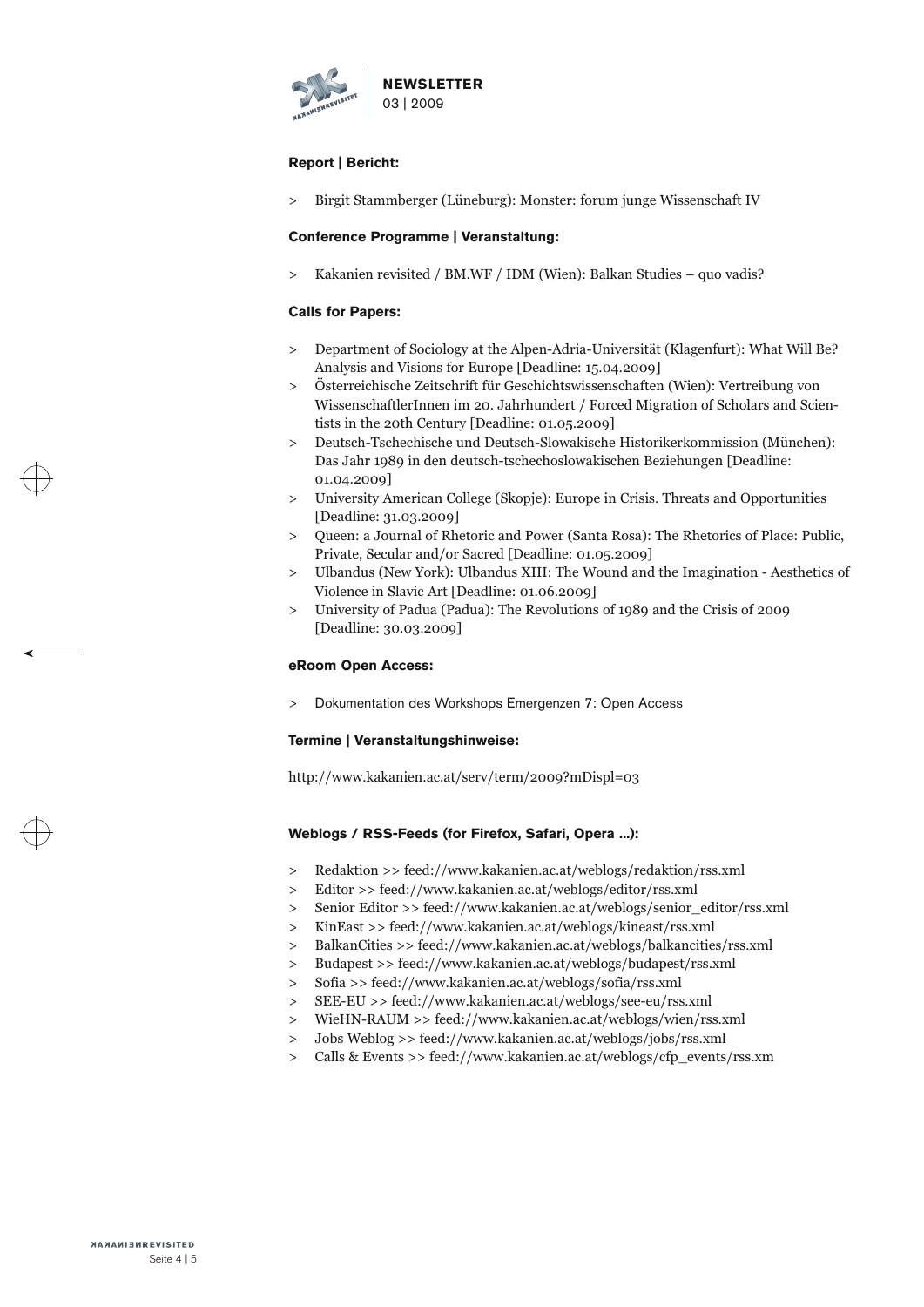### Report | Bericht:

> Birgit Stammberger (Lüneburg): Monster: forum junge Wissenschaft IV

### Conference Programme | Veranstaltung:

> Kakanien revisited / BM.WF / IDM (Wien): Balkan Studies – quo vadis?

### Calls for Papers:

> Department of Sociology at the Alpen-Adria-Universität (Klagenfurt): What Will Be? Analysis and Visions for Europe [Deadline: 15.04.2009]

> Österreichische Zeitschrift für Geschichtswissenschaften (Wien): Vertreibung von WissenschaftlerInnen im 20. Jahrhundert / Forced Migration of Scholars and Scientists in the 20th Century [Deadline: 01.05.2009]

> Deutsch-Tschechische und Deutsch-Slowakische Historikerkommission (München): Das Jahr 1989 in den deutsch-tschechoslowakischen Beziehungen [Deadline: 01.04.2009]

> University American College (Skopje): Europe in Crisis. Threats and Opportunities [Deadline: 31.03.2009]

> Queen: a Journal of Rhetoric and Power (Santa Rosa): The Rhetorics of Place: Public, Private, Secular and/or Sacred [Deadline: 01.05.2009]

> Ulbandus (New York): Ulbandus XIII: The Wound and the Imagination - Aesthetics of Violence in Slavic Art [Deadline: 01.06.2009]

> University of Padua (Padua): The Revolutions of 1989 and the Crisis of 2009 [Deadline: 30.03.2009]

### eRoom Open Access:

> Dokumentation des Workshops Emergenzen 7: Open Access

### Termine | Veranstaltungshinweise:

http://www.kakanien.ac.at/serv/term/2009?mDispl=03

### Weblogs / RSS-Feeds (for Firefox, Safari, Opera ...):

> Redaktion >> feed://www.kakanien.ac.at/weblogs/redaktion/rss.xml

> Editor >> feed://www.kakanien.ac.at/weblogs/editor/rss.xml

> Senior Editor >> feed://www.kakanien.ac.at/weblogs/senior_editor/rss.xml

> KinEast >> feed://www.kakanien.ac.at/weblogs/kineast/rss.xml

> BalkanCities >> feed://www.kakanien.ac.at/weblogs/balkancities/rss.xml

> Budapest >> feed://www.kakanien.ac.at/weblogs/budapest/rss.xml

> Sofia >> feed://www.kakanien.ac.at/weblogs/sofia/rss.xml

> SEE-EU >> feed://www.kakanien.ac.at/weblogs/see-eu/rss.xml

> WieHN-RAUM >> feed://www.kakanien.ac.at/weblogs/wien/rss.xml

> Jobs Weblog >> feed://www.kakanien.ac.at/weblogs/jobs/rss.xml

> Calls & Events >> feed://www.kakanien.ac.at/weblogs/cfp_events/rss.xm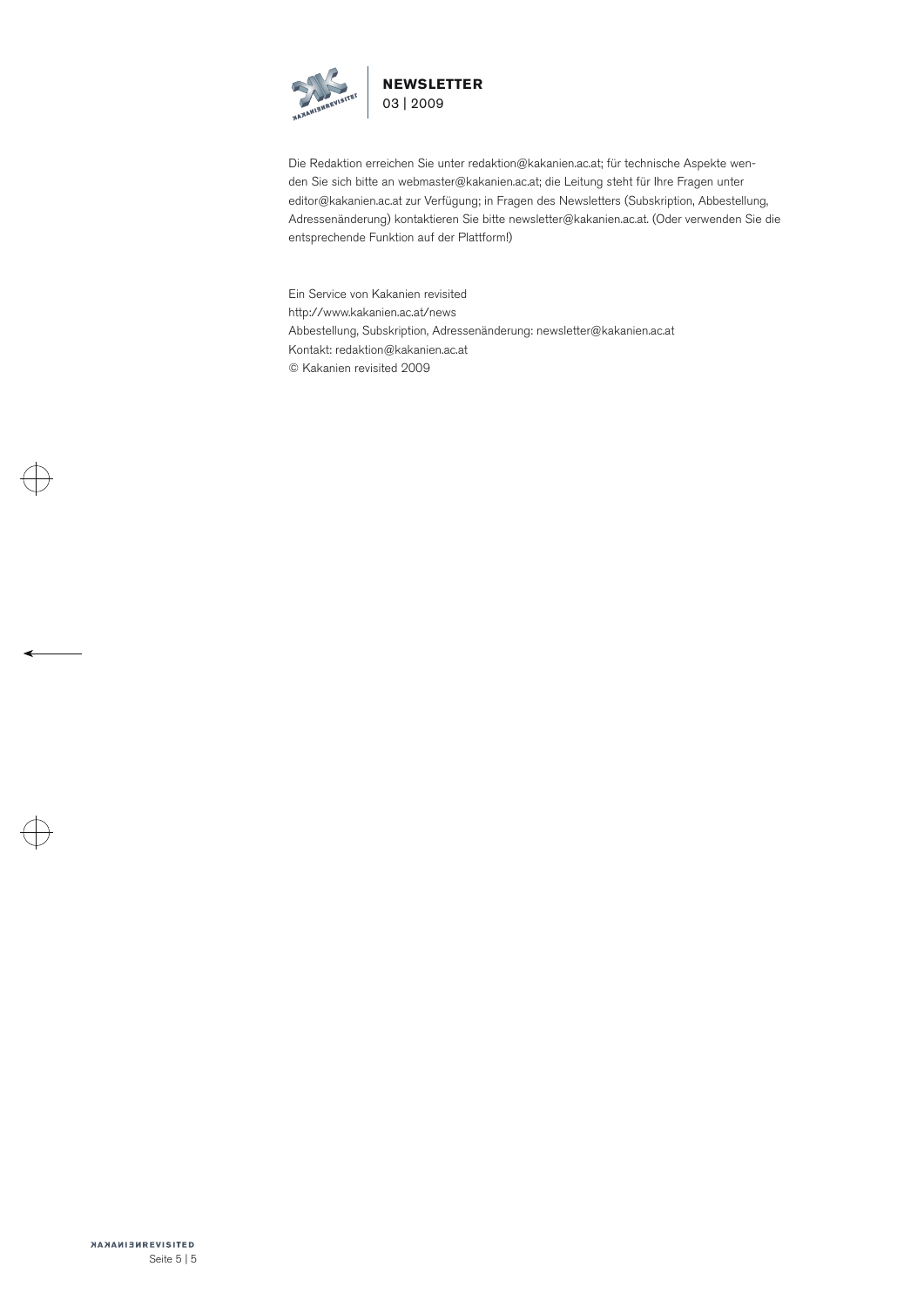Die Redaktion erreichen Sie unter redaktion@kakanien.ac.at; für technische Aspekte wenden Sie sich bitte an webmaster@kakanien.ac.at; die Leitung steht für Ihre Fragen unter editor@kakanien.ac.at zur Verfügung; in Fragen des Newsletters (Subskription, Abbestellung, Adressenänderung) kontaktieren Sie bitte newsletter@kakanien.ac.at. (Oder verwenden Sie die entsprechende Funktion auf der Plattform!)

Ein Service von Kakanien revisited
http://www.kakanien.ac.at/news
Abbestellung, Subskription, Adressenänderung: newsletter@kakanien.ac.at
Kontakt: redaktion@kakanien.ac.at
© Kakanien revisited 2009